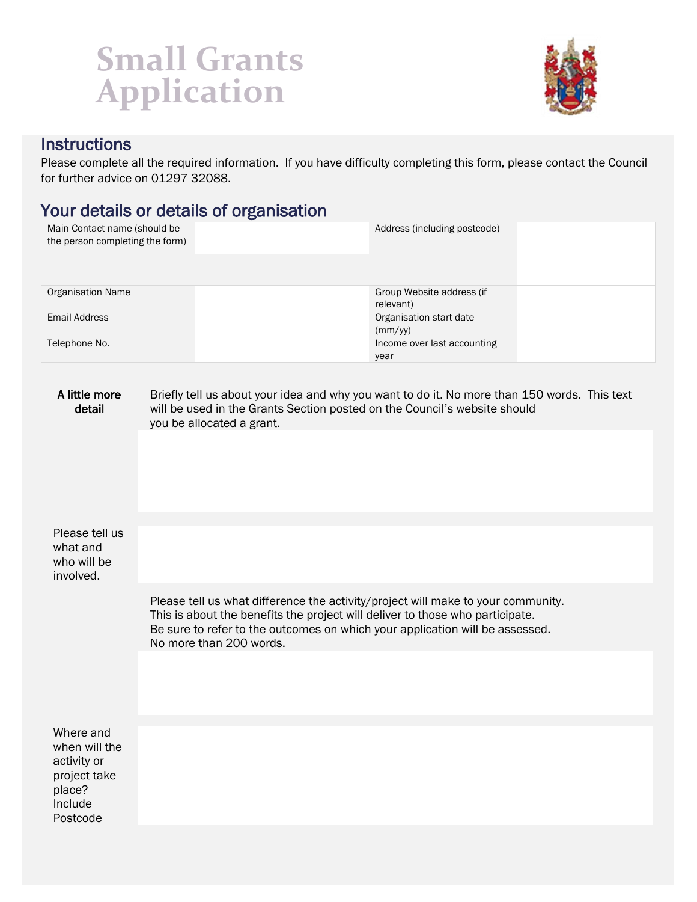# Small Grants Application

## Instructions

Please complete all the required information. If you have difficulty completing this form, please contact the Council for further advice on 01297 32088.

## Your details or details of organisation

| | | | |
|---|---|---|---|
| Main Contact name (should be the person completing the form) | | Address (including postcode) | |
| Organisation Name | | Group Website address (if relevant) | |
| Email Address | | Organisation start date (mm/yy) | |
| Telephone No. | | Income over last accounting year | |

**A little more detail**

Briefly tell us about your idea and why you want to do it. No more than 150 words. This text will be used in the Grants Section posted on the Council's website should you be allocated a grant.

Please tell us what and who will be involved.

Please tell us what difference the activity/project will make to your community. This is about the benefits the project will deliver to those who participate. Be sure to refer to the outcomes on which your application will be assessed. No more than 200 words.

Where and when will the activity or project take place? Include Postcode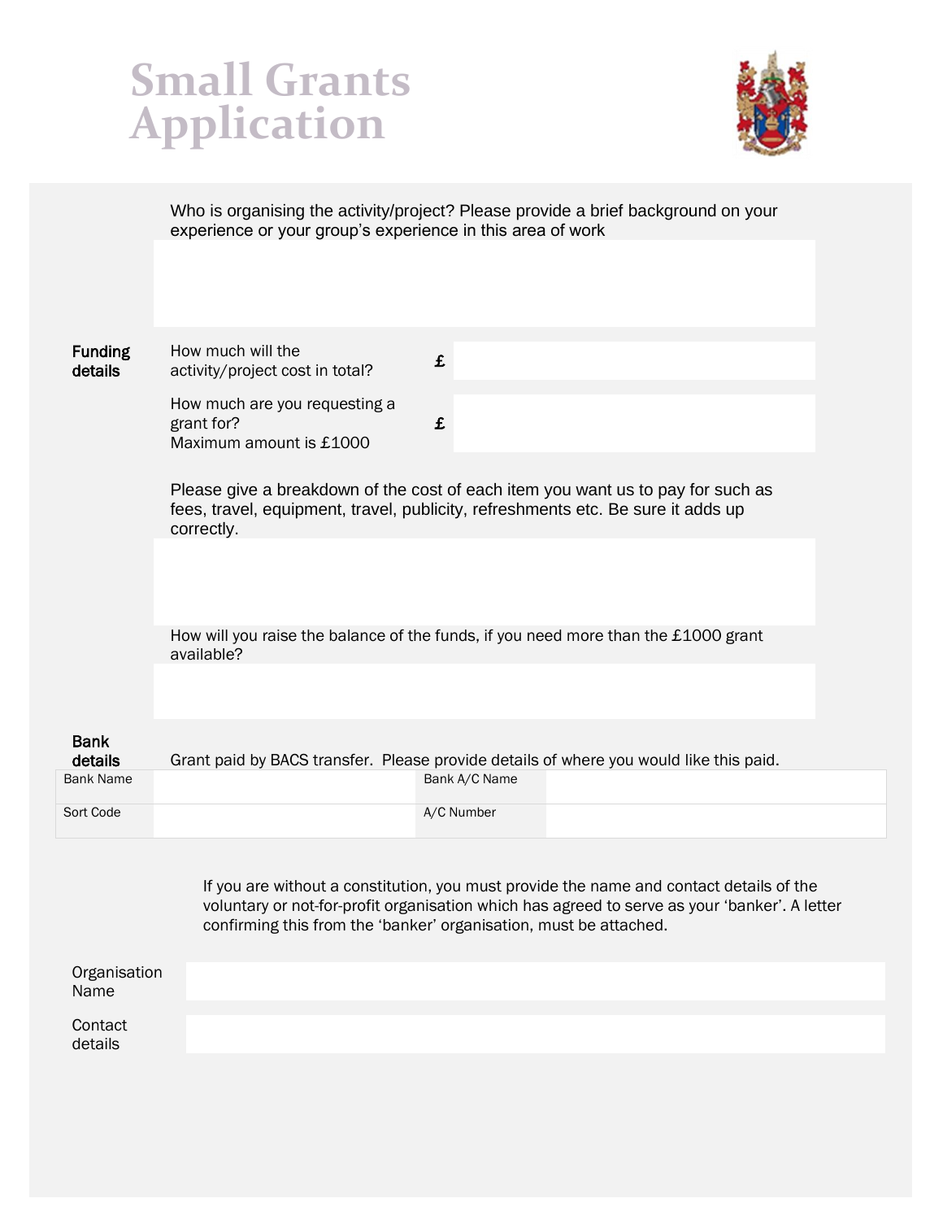# Small Grants Application

Who is organising the activity/project? Please provide a brief background on your experience or your group's experience in this area of work

## Funding details

| | | |
|---|---|---|
| How much will the activity/project cost in total? | £ | |
| How much are you requesting a grant for? Maximum amount is £1000 | £ | |

Please give a breakdown of the cost of each item you want us to pay for such as fees, travel, equipment, travel, publicity, refreshments etc. Be sure it adds up correctly.

How will you raise the balance of the funds, if you need more than the £1000 grant available?

## Bank details

Grant paid by BACS transfer. Please provide details of where you would like this paid.

| | | | |
|---|---|---|---|
| Bank Name | | Bank A/C Name | |
| Sort Code | | A/C Number | |

If you are without a constitution, you must provide the name and contact details of the voluntary or not-for-profit organisation which has agreed to serve as your 'banker'. A letter confirming this from the 'banker' organisation, must be attached.

| | |
|---|---|
| Organisation Name | |
| Contact details | |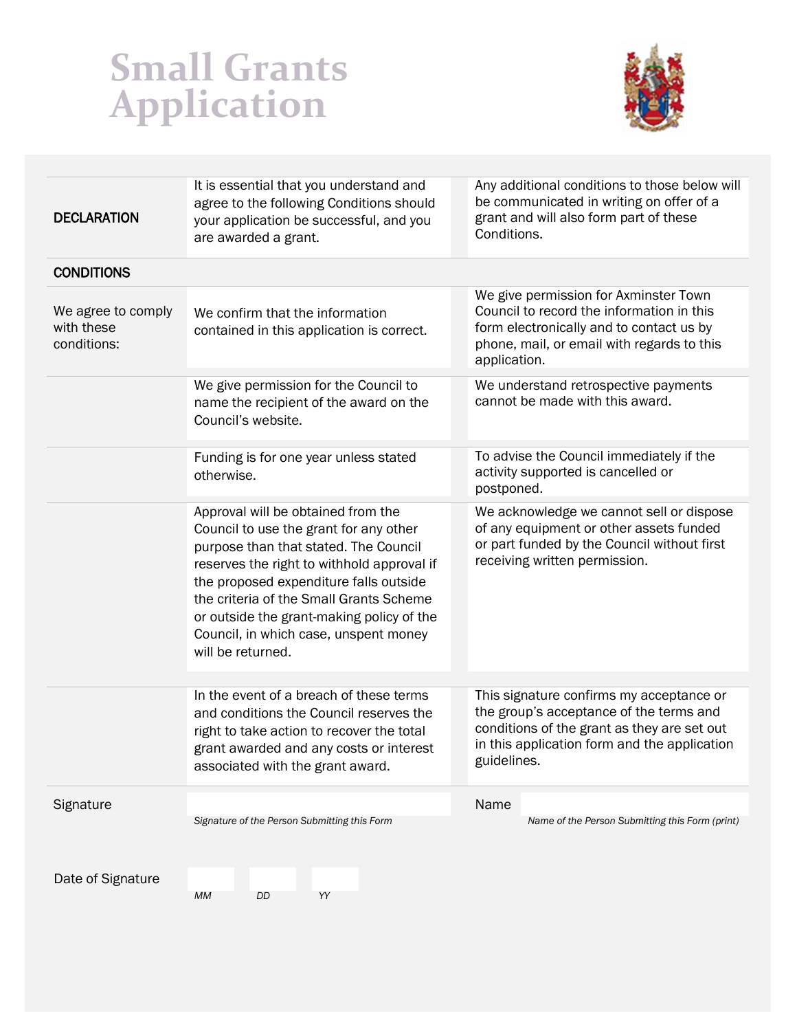# Small Grants Application

| | | |
|---|---|---|
| **DECLARATION** | It is essential that you understand and agree to the following Conditions should your application be successful, and you are awarded a grant. | Any additional conditions to those below will be communicated in writing on offer of a grant and will also form part of these Conditions. |
| **CONDITIONS** | | |
| We agree to comply with these conditions: | We confirm that the information contained in this application is correct. | We give permission for Axminster Town Council to record the information in this form electronically and to contact us by phone, mail, or email with regards to this application. |
| | We give permission for the Council to name the recipient of the award on the Council's website. | We understand retrospective payments cannot be made with this award. |
| | Funding is for one year unless stated otherwise. | To advise the Council immediately if the activity supported is cancelled or postponed. |
| | Approval will be obtained from the Council to use the grant for any other purpose than that stated. The Council reserves the right to withhold approval if the proposed expenditure falls outside the criteria of the Small Grants Scheme or outside the grant-making policy of the Council, in which case, unspent money will be returned. | We acknowledge we cannot sell or dispose of any equipment or other assets funded or part funded by the Council without first receiving written permission. |
| | In the event of a breach of these terms and conditions the Council reserves the right to take action to recover the total grant awarded and any costs or interest associated with the grant award. | This signature confirms my acceptance or the group's acceptance of the terms and conditions of the grant as they are set out in this application form and the application guidelines. |

Signature

*Signature of the Person Submitting this Form*

Name

*Name of the Person Submitting this Form (print)*

Date of Signature

*MM* *DD* *YY*